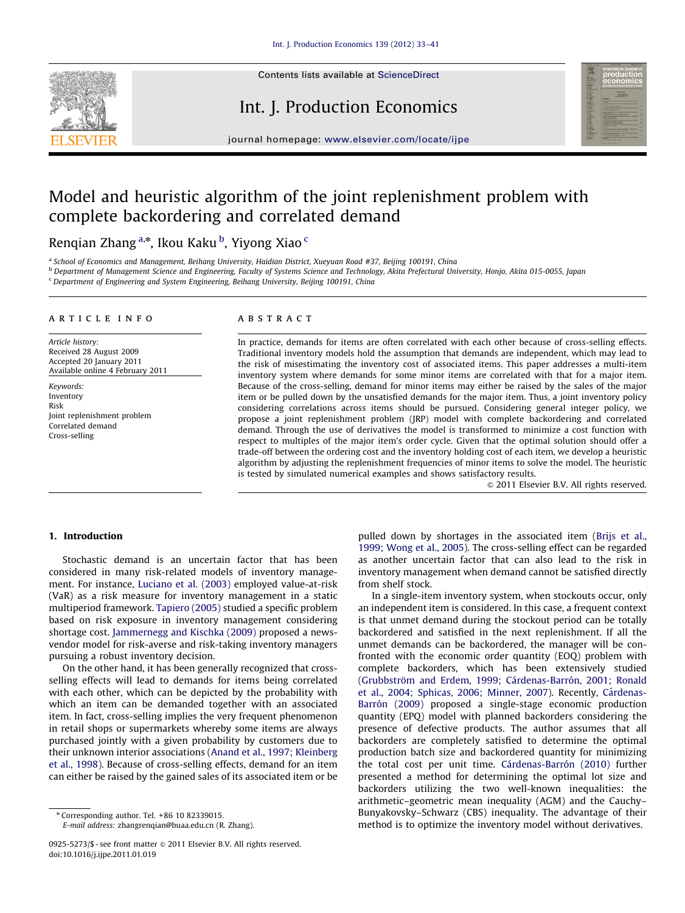# Model and heuristic algorithm of the joint replenishment problem with complete backordering and correlated demand

Renqian Zhang [a,*], Ikou Kaku [b], Yiyong Xiao [c]

[a] School of Economics and Management, Beihang University, Haidian District, Xueyuan Road #37, Beijing 100191, China

[b] Department of Management Science and Engineering, Faculty of Systems Science and Technology, Akita Prefectural University, Honjo, Akita 015-0055, Japan

[c] Department of Engineering and System Engineering, Beihang University, Beijing 100191, China

## ARTICLE INFO

*Article history:*
Received 28 August 2009
Accepted 20 January 2011
Available online 4 February 2011

*Keywords:*
Inventory
Risk
Joint replenishment problem
Correlated demand
Cross-selling

## ABSTRACT

In practice, demands for items are often correlated with each other because of cross-selling effects. Traditional inventory models hold the assumption that demands are independent, which may lead to the risk of misestimating the inventory cost of associated items. This paper addresses a multi-item inventory system where demands for some minor items are correlated with that for a major item. Because of the cross-selling, demand for minor items may either be raised by the sales of the major item or be pulled down by the unsatisfied demands for the major item. Thus, a joint inventory policy considering correlations across items should be pursued. Considering general integer policy, we propose a joint replenishment problem (JRP) model with complete backordering and correlated demand. Through the use of derivatives the model is transformed to minimize a cost function with respect to multiples of the major item's order cycle. Given that the optimal solution should offer a trade-off between the ordering cost and the inventory holding cost of each item, we develop a heuristic algorithm by adjusting the replenishment frequencies of minor items to solve the model. The heuristic is tested by simulated numerical examples and shows satisfactory results.

© 2011 Elsevier B.V. All rights reserved.

## 1. Introduction

Stochastic demand is an uncertain factor that has been considered in many risk-related models of inventory management. For instance, Luciano et al. (2003) employed value-at-risk (VaR) as a risk measure for inventory management in a static multiperiod framework. Tapiero (2005) studied a specific problem based on risk exposure in inventory management considering shortage cost. Jammernegg and Kischka (2009) proposed a newsvendor model for risk-averse and risk-taking inventory managers pursuing a robust inventory decision.

On the other hand, it has been generally recognized that cross-selling effects will lead to demands for items being correlated with each other, which can be depicted by the probability with which an item can be demanded together with an associated item. In fact, cross-selling implies the very frequent phenomenon in retail shops or supermarkets whereby some items are always purchased jointly with a given probability by customers due to their unknown interior associations (Anand et al., 1997; Kleinberg et al., 1998). Because of cross-selling effects, demand for an item can either be raised by the gained sales of its associated item or be pulled down by shortages in the associated item (Brijs et al., 1999; Wong et al., 2005). The cross-selling effect can be regarded as another uncertain factor that can also lead to the risk in inventory management when demand cannot be satisfied directly from shelf stock.

In a single-item inventory system, when stockouts occur, only an independent item is considered. In this case, a frequent context is that unmet demand during the stockout period can be totally backordered and satisfied in the next replenishment. If all the unmet demands can be backordered, the manager will be confronted with the economic order quantity (EOQ) problem with complete backorders, which has been extensively studied (Grubbström and Erdem, 1999; Cárdenas-Barrón, 2001; Ronald et al., 2004; Sphicas, 2006; Minner, 2007). Recently, Cárdenas-Barrón (2009) proposed a single-stage economic production quantity (EPQ) model with planned backorders considering the presence of defective products. The author assumes that all backorders are completely satisfied to determine the optimal production batch size and backordered quantity for minimizing the total cost per unit time. Cárdenas-Barrón (2010) further presented a method for determining the optimal lot size and backorders utilizing the two well-known inequalities: the arithmetic–geometric mean inequality (AGM) and the Cauchy–Bunyakovsky–Schwarz (CBS) inequality. The advantage of their method is to optimize the inventory model without derivatives.

* Corresponding author. Tel. +86 10 82339015.
E-mail address: zhangrenqian@buaa.edu.cn (R. Zhang).

0925-5273/$ - see front matter © 2011 Elsevier B.V. All rights reserved.
doi:10.1016/j.ijpe.2011.01.019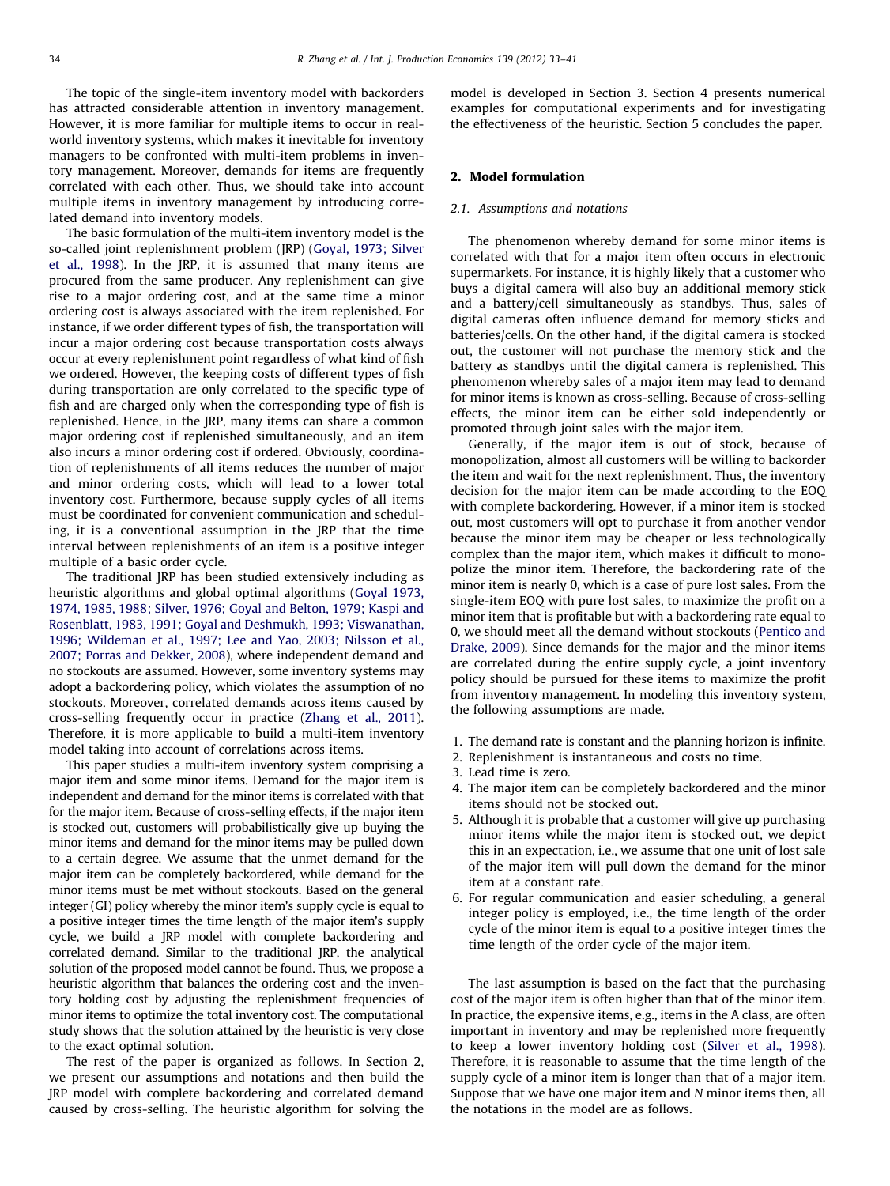The topic of the single-item inventory model with backorders has attracted considerable attention in inventory management. However, it is more familiar for multiple items to occur in real-world inventory systems, which makes it inevitable for inventory managers to be confronted with multi-item problems in inventory management. Moreover, demands for items are frequently correlated with each other. Thus, we should take into account multiple items in inventory management by introducing correlated demand into inventory models.

The basic formulation of the multi-item inventory model is the so-called joint replenishment problem (JRP) (Goyal, 1973; Silver et al., 1998). In the JRP, it is assumed that many items are procured from the same producer. Any replenishment can give rise to a major ordering cost, and at the same time a minor ordering cost is always associated with the item replenished. For instance, if we order different types of fish, the transportation will incur a major ordering cost because transportation costs always occur at every replenishment point regardless of what kind of fish we ordered. However, the keeping costs of different types of fish during transportation are only correlated to the specific type of fish and are charged only when the corresponding type of fish is replenished. Hence, in the JRP, many items can share a common major ordering cost if replenished simultaneously, and an item also incurs a minor ordering cost if ordered. Obviously, coordination of replenishments of all items reduces the number of major and minor ordering costs, which will lead to a lower total inventory cost. Furthermore, because supply cycles of all items must be coordinated for convenient communication and scheduling, it is a conventional assumption in the JRP that the time interval between replenishments of an item is a positive integer multiple of a basic order cycle.

The traditional JRP has been studied extensively including as heuristic algorithms and global optimal algorithms (Goyal 1973, 1974, 1985, 1988; Silver, 1976; Goyal and Belton, 1979; Kaspi and Rosenblatt, 1983, 1991; Goyal and Deshmukh, 1993; Viswanathan, 1996; Wildeman et al., 1997; Lee and Yao, 2003; Nilsson et al., 2007; Porras and Dekker, 2008), where independent demand and no stockouts are assumed. However, some inventory systems may adopt a backordering policy, which violates the assumption of no stockouts. Moreover, correlated demands across items caused by cross-selling frequently occur in practice (Zhang et al., 2011). Therefore, it is more applicable to build a multi-item inventory model taking into account of correlations across items.

This paper studies a multi-item inventory system comprising a major item and some minor items. Demand for the major item is independent and demand for the minor items is correlated with that for the major item. Because of cross-selling effects, if the major item is stocked out, customers will probabilistically give up buying the minor items and demand for the minor items may be pulled down to a certain degree. We assume that the unmet demand for the major item can be completely backordered, while demand for the minor items must be met without stockouts. Based on the general integer (GI) policy whereby the minor item's supply cycle is equal to a positive integer times the time length of the major item's supply cycle, we build a JRP model with complete backordering and correlated demand. Similar to the traditional JRP, the analytical solution of the proposed model cannot be found. Thus, we propose a heuristic algorithm that balances the ordering cost and the inventory holding cost by adjusting the replenishment frequencies of minor items to optimize the total inventory cost. The computational study shows that the solution attained by the heuristic is very close to the exact optimal solution.

The rest of the paper is organized as follows. In Section 2, we present our assumptions and notations and then build the JRP model with complete backordering and correlated demand caused by cross-selling. The heuristic algorithm for solving the model is developed in Section 3. Section 4 presents numerical examples for computational experiments and for investigating the effectiveness of the heuristic. Section 5 concludes the paper.

## 2. Model formulation

### 2.1. Assumptions and notations

The phenomenon whereby demand for some minor items is correlated with that for a major item often occurs in electronic supermarkets. For instance, it is highly likely that a customer who buys a digital camera will also buy an additional memory stick and a battery/cell simultaneously as standbys. Thus, sales of digital cameras often influence demand for memory sticks and batteries/cells. On the other hand, if the digital camera is stocked out, the customer will not purchase the memory stick and the battery as standbys until the digital camera is replenished. This phenomenon whereby sales of a major item may lead to demand for minor items is known as cross-selling. Because of cross-selling effects, the minor item can be either sold independently or promoted through joint sales with the major item.

Generally, if the major item is out of stock, because of monopolization, almost all customers will be willing to backorder the item and wait for the next replenishment. Thus, the inventory decision for the major item can be made according to the EOQ with complete backordering. However, if a minor item is stocked out, most customers will opt to purchase it from another vendor because the minor item may be cheaper or less technologically complex than the major item, which makes it difficult to monopolize the minor item. Therefore, the backordering rate of the minor item is nearly 0, which is a case of pure lost sales. From the single-item EOQ with pure lost sales, to maximize the profit on a minor item that is profitable but with a backordering rate equal to 0, we should meet all the demand without stockouts (Pentico and Drake, 2009). Since demands for the major and the minor items are correlated during the entire supply cycle, a joint inventory policy should be pursued for these items to maximize the profit from inventory management. In modeling this inventory system, the following assumptions are made.

1. The demand rate is constant and the planning horizon is infinite.
2. Replenishment is instantaneous and costs no time.
3. Lead time is zero.
4. The major item can be completely backordered and the minor items should not be stocked out.
5. Although it is probable that a customer will give up purchasing minor items while the major item is stocked out, we depict this in an expectation, i.e., we assume that one unit of lost sale of the major item will pull down the demand for the minor item at a constant rate.
6. For regular communication and easier scheduling, a general integer policy is employed, i.e., the time length of the order cycle of the minor item is equal to a positive integer times the time length of the order cycle of the major item.

The last assumption is based on the fact that the purchasing cost of the major item is often higher than that of the minor item. In practice, the expensive items, e.g., items in the A class, are often important in inventory and may be replenished more frequently to keep a lower inventory holding cost (Silver et al., 1998). Therefore, it is reasonable to assume that the time length of the supply cycle of a minor item is longer than that of a major item. Suppose that we have one major item and $N$ minor items then, all the notations in the model are as follows.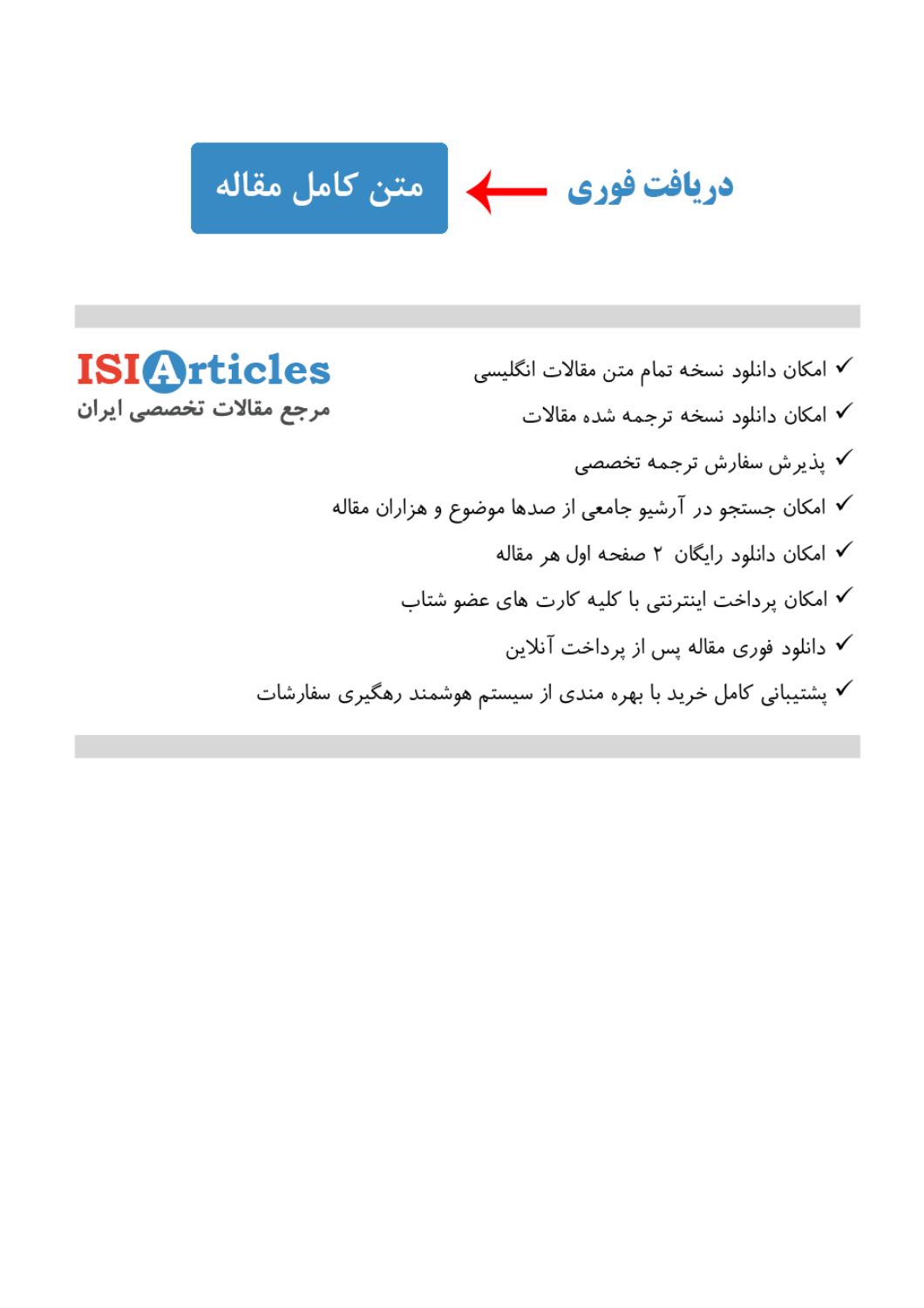**دریافت فوری** ← **متن کامل مقاله**

---

**ISIArticles**
مرجع مقالات تخصصی ایران

- ✓ امکان دانلود نسخه تمام متن مقالات انگلیسی
- ✓ امکان دانلود نسخه ترجمه شده مقالات
- ✓ پذیرش سفارش ترجمه تخصصی
- ✓ امکان جستجو در آرشیو جامعی از صدها موضوع و هزاران مقاله
- ✓ امکان دانلود رایگان ۲ صفحه اول هر مقاله
- ✓ امکان پرداخت اینترنتی با کلیه کارت های عضو شتاب
- ✓ دانلود فوری مقاله پس از پرداخت آنلاین
- ✓ پشتیبانی کامل خرید با بهره مندی از سیستم هوشمند رهگیری سفارشات

---